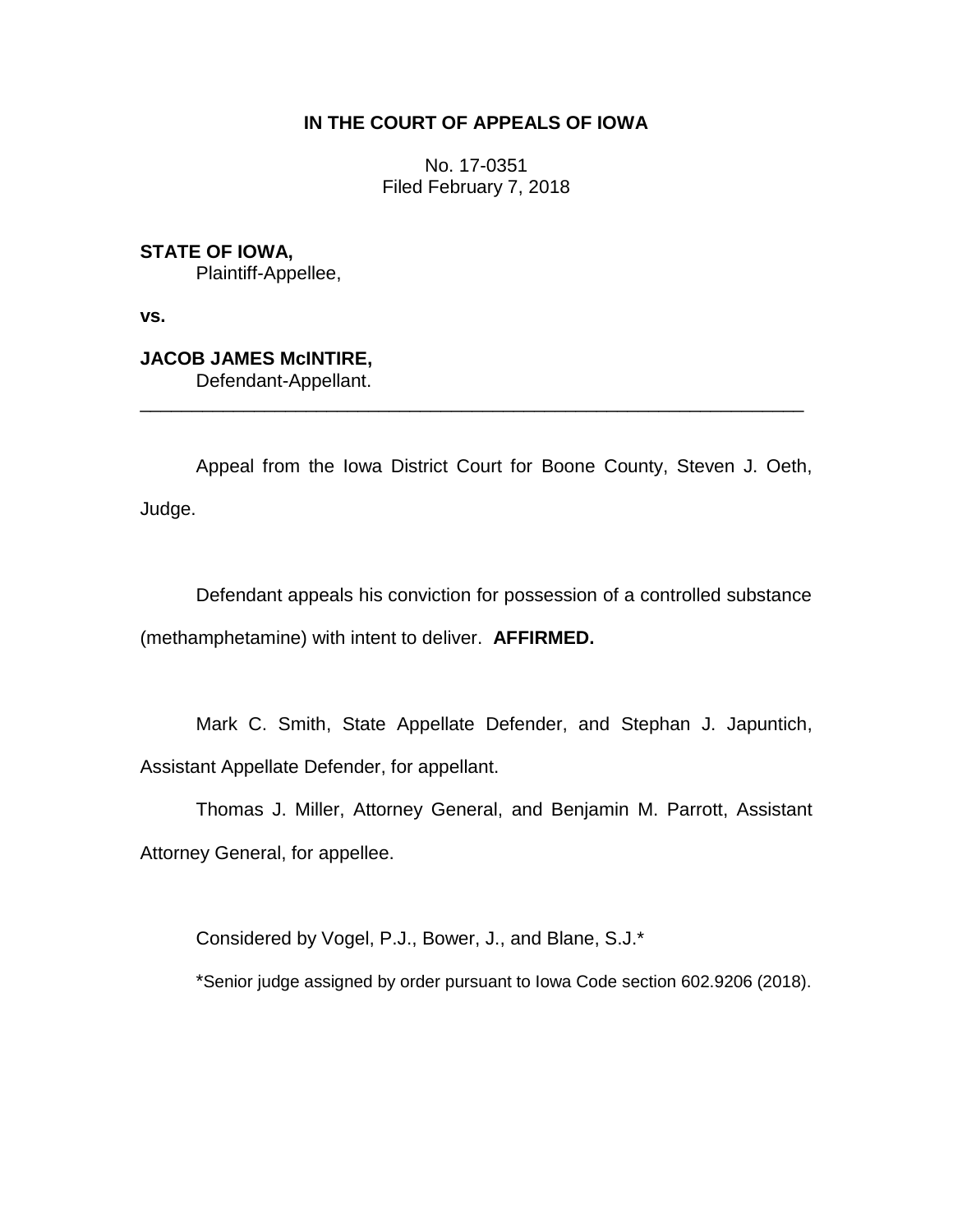**IN THE COURT OF APPEALS OF IOWA**

No. 17-0351
Filed February 7, 2018

**STATE OF IOWA,**
Plaintiff-Appellee,

**vs.**

**JACOB JAMES McINTIRE,**
Defendant-Appellant.

---

Appeal from the Iowa District Court for Boone County, Steven J. Oeth, Judge.

Defendant appeals his conviction for possession of a controlled substance (methamphetamine) with intent to deliver. **AFFIRMED.**

Mark C. Smith, State Appellate Defender, and Stephan J. Japuntich, Assistant Appellate Defender, for appellant.

Thomas J. Miller, Attorney General, and Benjamin M. Parrott, Assistant Attorney General, for appellee.

Considered by Vogel, P.J., Bower, J., and Blane, S.J.*

*Senior judge assigned by order pursuant to Iowa Code section 602.9206 (2018).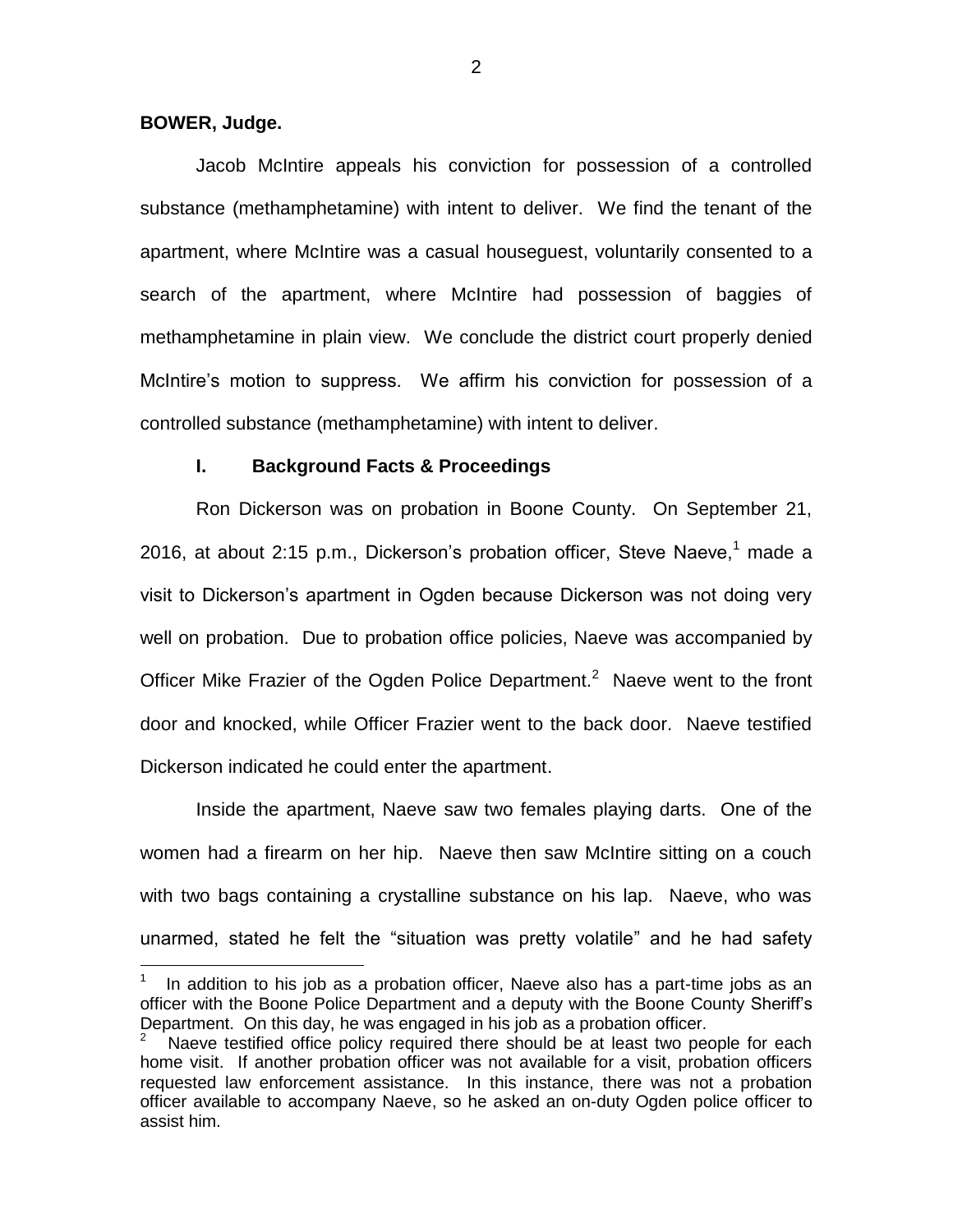**BOWER, Judge.**

Jacob McIntire appeals his conviction for possession of a controlled substance (methamphetamine) with intent to deliver. We find the tenant of the apartment, where McIntire was a casual houseguest, voluntarily consented to a search of the apartment, where McIntire had possession of baggies of methamphetamine in plain view. We conclude the district court properly denied McIntire's motion to suppress. We affirm his conviction for possession of a controlled substance (methamphetamine) with intent to deliver.

## I. Background Facts & Proceedings

Ron Dickerson was on probation in Boone County. On September 21, 2016, at about 2:15 p.m., Dickerson's probation officer, Steve Naeve,[1] made a visit to Dickerson's apartment in Ogden because Dickerson was not doing very well on probation. Due to probation office policies, Naeve was accompanied by Officer Mike Frazier of the Ogden Police Department.[2] Naeve went to the front door and knocked, while Officer Frazier went to the back door. Naeve testified Dickerson indicated he could enter the apartment.

Inside the apartment, Naeve saw two females playing darts. One of the women had a firearm on her hip. Naeve then saw McIntire sitting on a couch with two bags containing a crystalline substance on his lap. Naeve, who was unarmed, stated he felt the "situation was pretty volatile" and he had safety

---

[1] In addition to his job as a probation officer, Naeve also has a part-time jobs as an officer with the Boone Police Department and a deputy with the Boone County Sheriff's Department. On this day, he was engaged in his job as a probation officer.

[2] Naeve testified office policy required there should be at least two people for each home visit. If another probation officer was not available for a visit, probation officers requested law enforcement assistance. In this instance, there was not a probation officer available to accompany Naeve, so he asked an on-duty Ogden police officer to assist him.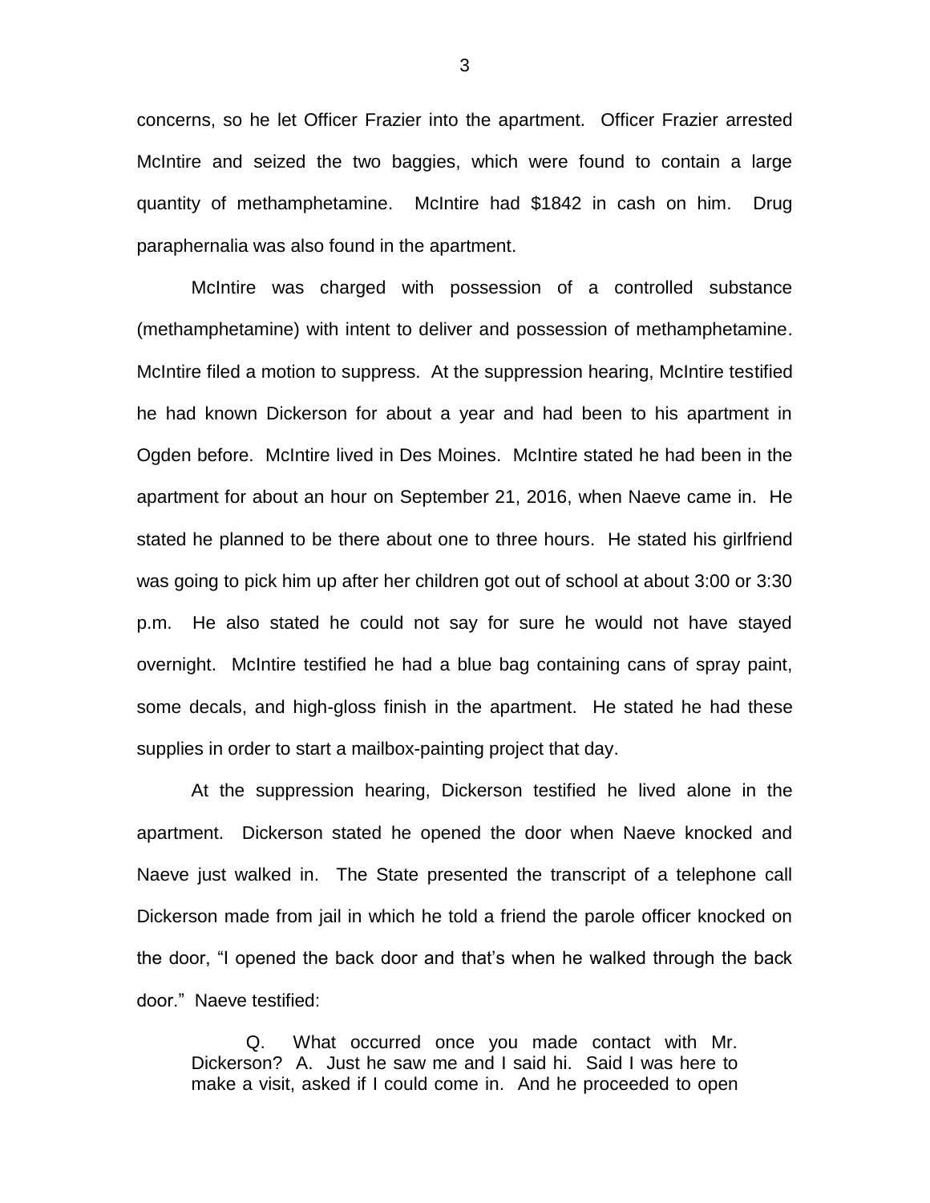concerns, so he let Officer Frazier into the apartment. Officer Frazier arrested McIntire and seized the two baggies, which were found to contain a large quantity of methamphetamine. McIntire had $1842 in cash on him. Drug paraphernalia was also found in the apartment.

McIntire was charged with possession of a controlled substance (methamphetamine) with intent to deliver and possession of methamphetamine. McIntire filed a motion to suppress. At the suppression hearing, McIntire testified he had known Dickerson for about a year and had been to his apartment in Ogden before. McIntire lived in Des Moines. McIntire stated he had been in the apartment for about an hour on September 21, 2016, when Naeve came in. He stated he planned to be there about one to three hours. He stated his girlfriend was going to pick him up after her children got out of school at about 3:00 or 3:30 p.m. He also stated he could not say for sure he would not have stayed overnight. McIntire testified he had a blue bag containing cans of spray paint, some decals, and high-gloss finish in the apartment. He stated he had these supplies in order to start a mailbox-painting project that day.

At the suppression hearing, Dickerson testified he lived alone in the apartment. Dickerson stated he opened the door when Naeve knocked and Naeve just walked in. The State presented the transcript of a telephone call Dickerson made from jail in which he told a friend the parole officer knocked on the door, "I opened the back door and that's when he walked through the back door." Naeve testified:

> Q. What occurred once you made contact with Mr. Dickerson? A. Just he saw me and I said hi. Said I was here to make a visit, asked if I could come in. And he proceeded to open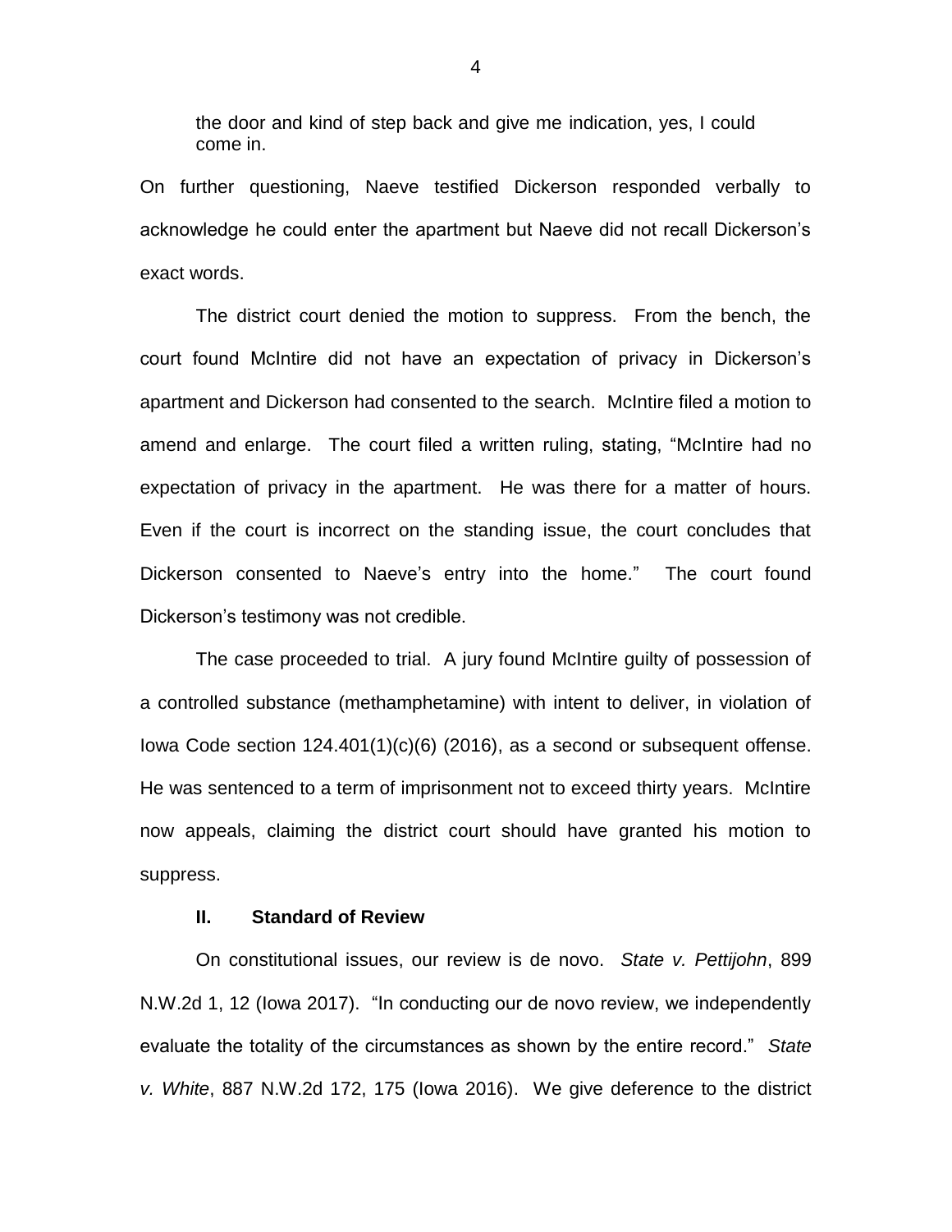> the door and kind of step back and give me indication, yes, I could come in.

On further questioning, Naeve testified Dickerson responded verbally to acknowledge he could enter the apartment but Naeve did not recall Dickerson's exact words.

The district court denied the motion to suppress. From the bench, the court found McIntire did not have an expectation of privacy in Dickerson's apartment and Dickerson had consented to the search. McIntire filed a motion to amend and enlarge. The court filed a written ruling, stating, "McIntire had no expectation of privacy in the apartment. He was there for a matter of hours. Even if the court is incorrect on the standing issue, the court concludes that Dickerson consented to Naeve's entry into the home." The court found Dickerson's testimony was not credible.

The case proceeded to trial. A jury found McIntire guilty of possession of a controlled substance (methamphetamine) with intent to deliver, in violation of Iowa Code section 124.401(1)(c)(6) (2016), as a second or subsequent offense. He was sentenced to a term of imprisonment not to exceed thirty years. McIntire now appeals, claiming the district court should have granted his motion to suppress.

## II. Standard of Review

On constitutional issues, our review is de novo. *State v. Pettijohn*, 899 N.W.2d 1, 12 (Iowa 2017). "In conducting our de novo review, we independently evaluate the totality of the circumstances as shown by the entire record." *State v. White*, 887 N.W.2d 172, 175 (Iowa 2016). We give deference to the district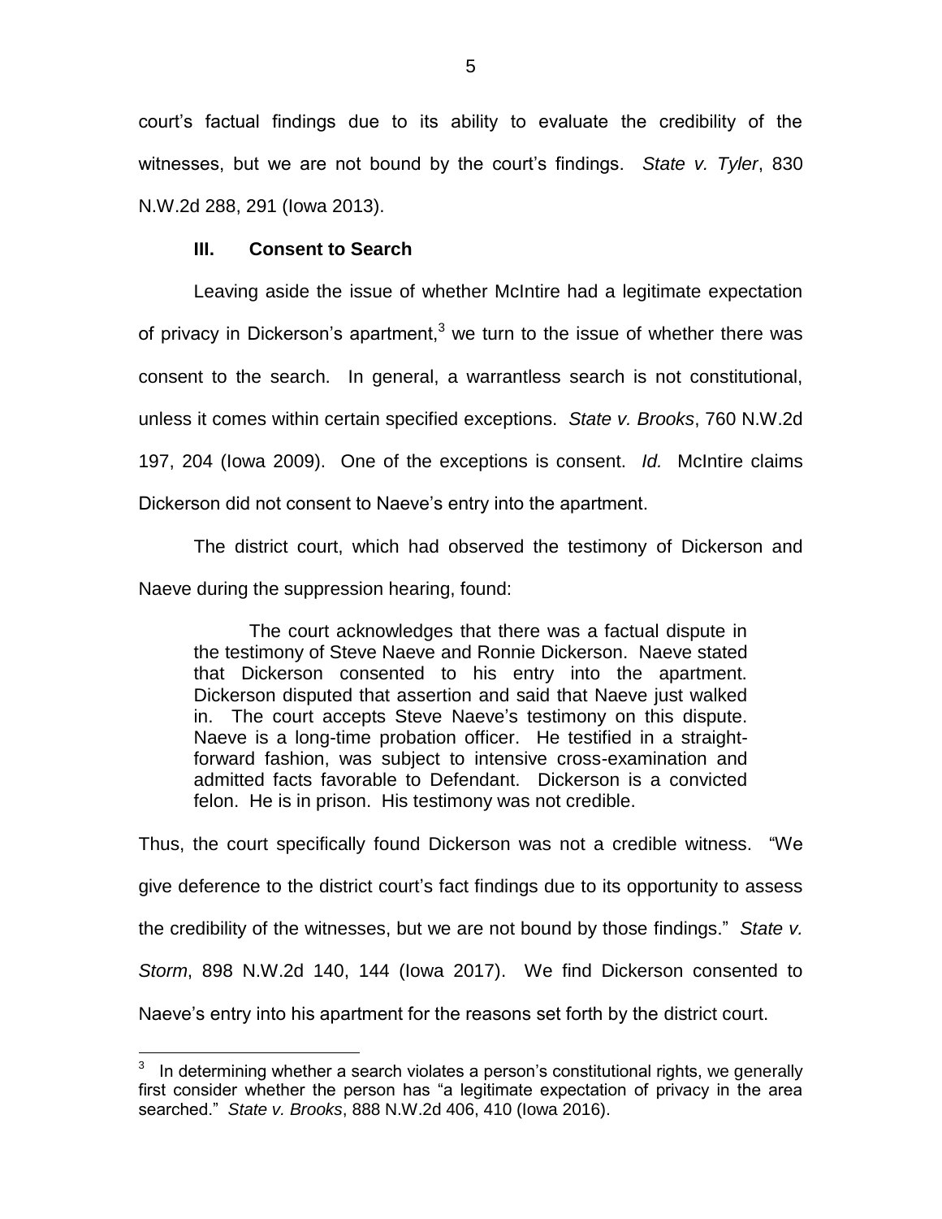court's factual findings due to its ability to evaluate the credibility of the witnesses, but we are not bound by the court's findings. *State v. Tyler*, 830 N.W.2d 288, 291 (Iowa 2013).

### III. Consent to Search

Leaving aside the issue of whether McIntire had a legitimate expectation of privacy in Dickerson's apartment,[3] we turn to the issue of whether there was consent to the search. In general, a warrantless search is not constitutional, unless it comes within certain specified exceptions. *State v. Brooks*, 760 N.W.2d 197, 204 (Iowa 2009). One of the exceptions is consent. *Id.* McIntire claims Dickerson did not consent to Naeve's entry into the apartment.

The district court, which had observed the testimony of Dickerson and Naeve during the suppression hearing, found:

> The court acknowledges that there was a factual dispute in the testimony of Steve Naeve and Ronnie Dickerson. Naeve stated that Dickerson consented to his entry into the apartment. Dickerson disputed that assertion and said that Naeve just walked in. The court accepts Steve Naeve's testimony on this dispute. Naeve is a long-time probation officer. He testified in a straight-forward fashion, was subject to intensive cross-examination and admitted facts favorable to Defendant. Dickerson is a convicted felon. He is in prison. His testimony was not credible.

Thus, the court specifically found Dickerson was not a credible witness. "We give deference to the district court's fact findings due to its opportunity to assess the credibility of the witnesses, but we are not bound by those findings." *State v. Storm*, 898 N.W.2d 140, 144 (Iowa 2017). We find Dickerson consented to Naeve's entry into his apartment for the reasons set forth by the district court.

---

[3] In determining whether a search violates a person's constitutional rights, we generally first consider whether the person has "a legitimate expectation of privacy in the area searched." *State v. Brooks*, 888 N.W.2d 406, 410 (Iowa 2016).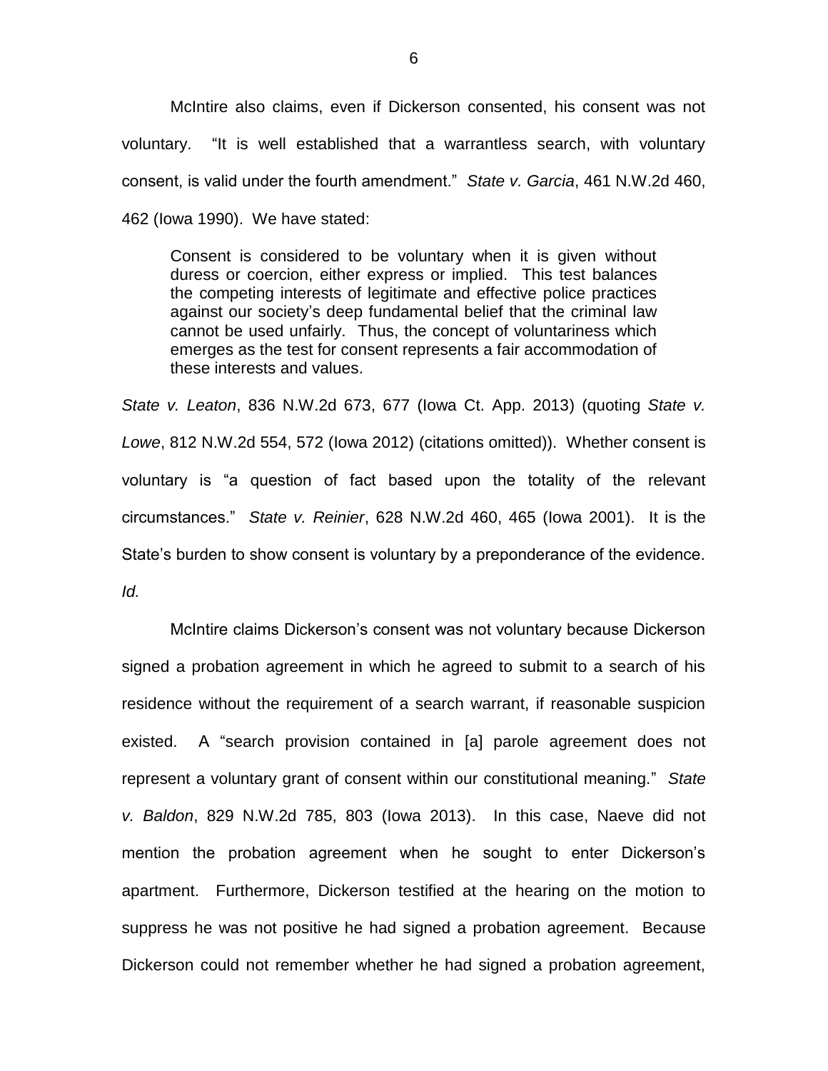McIntire also claims, even if Dickerson consented, his consent was not voluntary. "It is well established that a warrantless search, with voluntary consent, is valid under the fourth amendment." *State v. Garcia*, 461 N.W.2d 460, 462 (Iowa 1990). We have stated:

> Consent is considered to be voluntary when it is given without duress or coercion, either express or implied. This test balances the competing interests of legitimate and effective police practices against our society's deep fundamental belief that the criminal law cannot be used unfairly. Thus, the concept of voluntariness which emerges as the test for consent represents a fair accommodation of these interests and values.

*State v. Leaton*, 836 N.W.2d 673, 677 (Iowa Ct. App. 2013) (quoting *State v. Lowe*, 812 N.W.2d 554, 572 (Iowa 2012) (citations omitted)). Whether consent is voluntary is "a question of fact based upon the totality of the relevant circumstances." *State v. Reinier*, 628 N.W.2d 460, 465 (Iowa 2001). It is the State's burden to show consent is voluntary by a preponderance of the evidence. *Id.*

McIntire claims Dickerson's consent was not voluntary because Dickerson signed a probation agreement in which he agreed to submit to a search of his residence without the requirement of a search warrant, if reasonable suspicion existed. A "search provision contained in [a] parole agreement does not represent a voluntary grant of consent within our constitutional meaning." *State v. Baldon*, 829 N.W.2d 785, 803 (Iowa 2013). In this case, Naeve did not mention the probation agreement when he sought to enter Dickerson's apartment. Furthermore, Dickerson testified at the hearing on the motion to suppress he was not positive he had signed a probation agreement. Because Dickerson could not remember whether he had signed a probation agreement,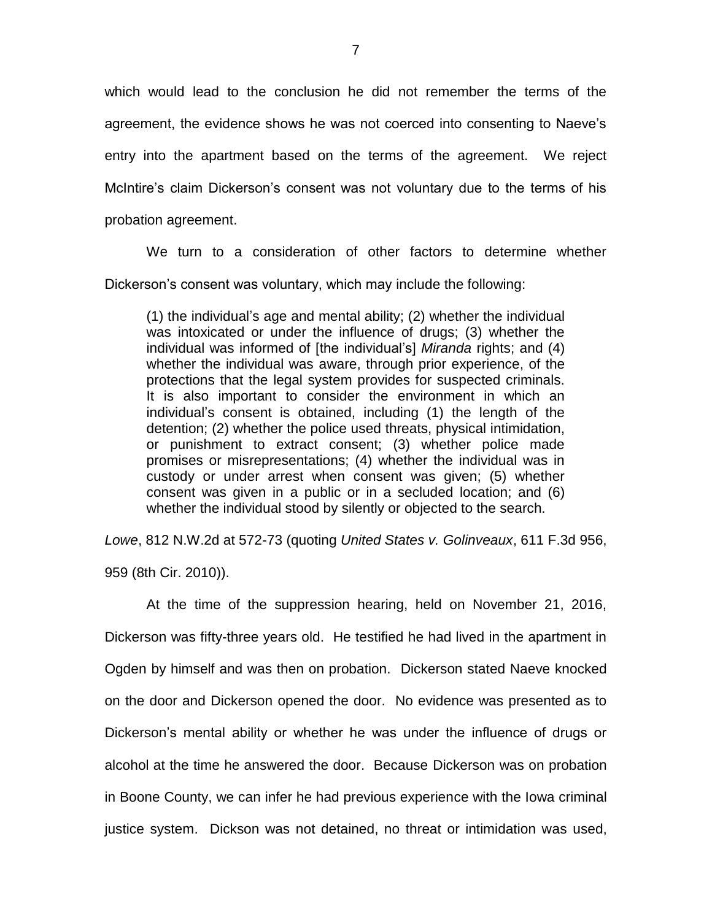which would lead to the conclusion he did not remember the terms of the agreement, the evidence shows he was not coerced into consenting to Naeve's entry into the apartment based on the terms of the agreement. We reject McIntire's claim Dickerson's consent was not voluntary due to the terms of his probation agreement.

We turn to a consideration of other factors to determine whether Dickerson's consent was voluntary, which may include the following:

> (1) the individual's age and mental ability; (2) whether the individual was intoxicated or under the influence of drugs; (3) whether the individual was informed of [the individual's] *Miranda* rights; and (4) whether the individual was aware, through prior experience, of the protections that the legal system provides for suspected criminals. It is also important to consider the environment in which an individual's consent is obtained, including (1) the length of the detention; (2) whether the police used threats, physical intimidation, or punishment to extract consent; (3) whether police made promises or misrepresentations; (4) whether the individual was in custody or under arrest when consent was given; (5) whether consent was given in a public or in a secluded location; and (6) whether the individual stood by silently or objected to the search.

*Lowe*, 812 N.W.2d at 572-73 (quoting *United States v. Golinveaux*, 611 F.3d 956, 959 (8th Cir. 2010)).

At the time of the suppression hearing, held on November 21, 2016, Dickerson was fifty-three years old. He testified he had lived in the apartment in Ogden by himself and was then on probation. Dickerson stated Naeve knocked on the door and Dickerson opened the door. No evidence was presented as to Dickerson's mental ability or whether he was under the influence of drugs or alcohol at the time he answered the door. Because Dickerson was on probation in Boone County, we can infer he had previous experience with the Iowa criminal justice system. Dickson was not detained, no threat or intimidation was used,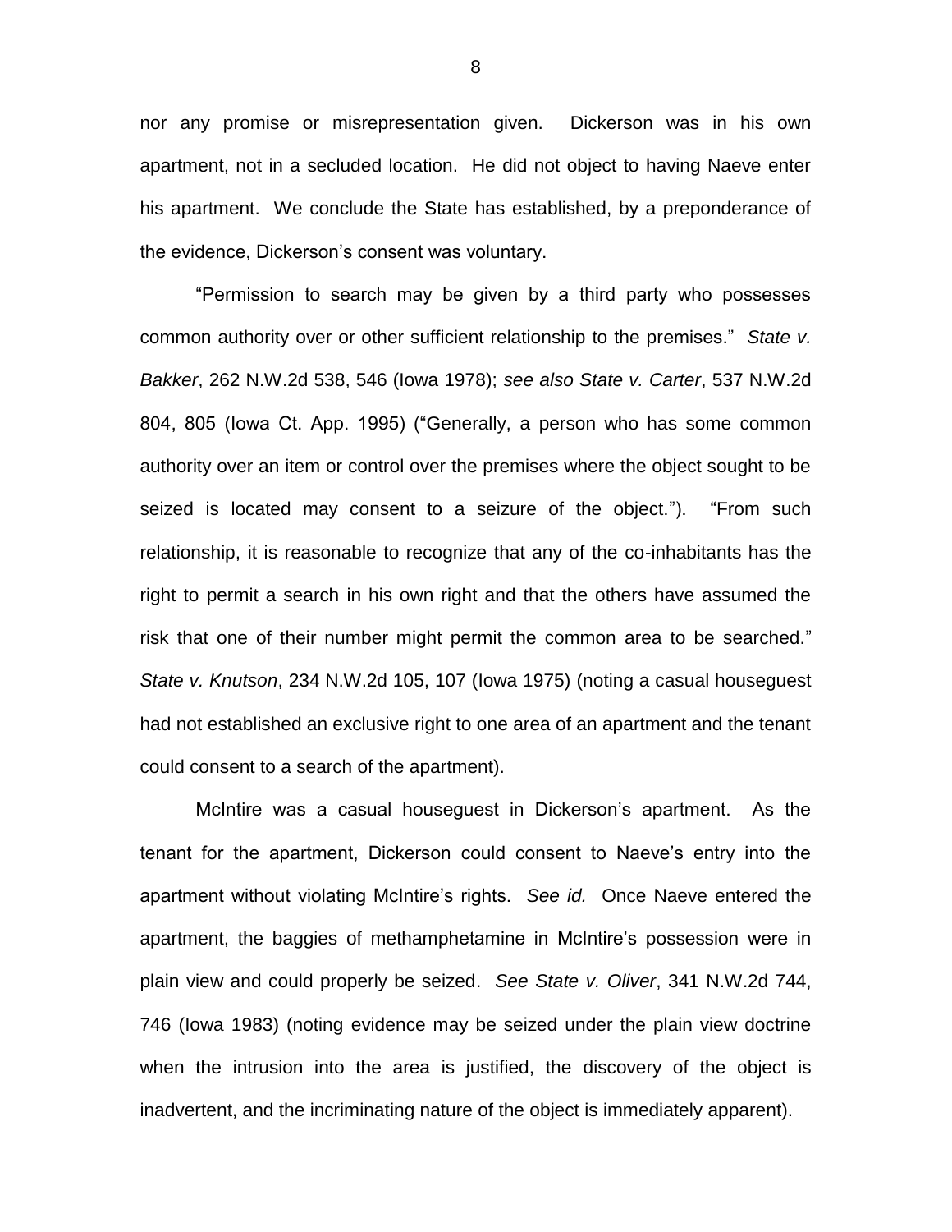nor any promise or misrepresentation given. Dickerson was in his own apartment, not in a secluded location. He did not object to having Naeve enter his apartment. We conclude the State has established, by a preponderance of the evidence, Dickerson's consent was voluntary.

"Permission to search may be given by a third party who possesses common authority over or other sufficient relationship to the premises." *State v. Bakker*, 262 N.W.2d 538, 546 (Iowa 1978); *see also State v. Carter*, 537 N.W.2d 804, 805 (Iowa Ct. App. 1995) ("Generally, a person who has some common authority over an item or control over the premises where the object sought to be seized is located may consent to a seizure of the object."). "From such relationship, it is reasonable to recognize that any of the co-inhabitants has the right to permit a search in his own right and that the others have assumed the risk that one of their number might permit the common area to be searched." *State v. Knutson*, 234 N.W.2d 105, 107 (Iowa 1975) (noting a casual houseguest had not established an exclusive right to one area of an apartment and the tenant could consent to a search of the apartment).

McIntire was a casual houseguest in Dickerson's apartment. As the tenant for the apartment, Dickerson could consent to Naeve's entry into the apartment without violating McIntire's rights. *See id.* Once Naeve entered the apartment, the baggies of methamphetamine in McIntire's possession were in plain view and could properly be seized. *See State v. Oliver*, 341 N.W.2d 744, 746 (Iowa 1983) (noting evidence may be seized under the plain view doctrine when the intrusion into the area is justified, the discovery of the object is inadvertent, and the incriminating nature of the object is immediately apparent).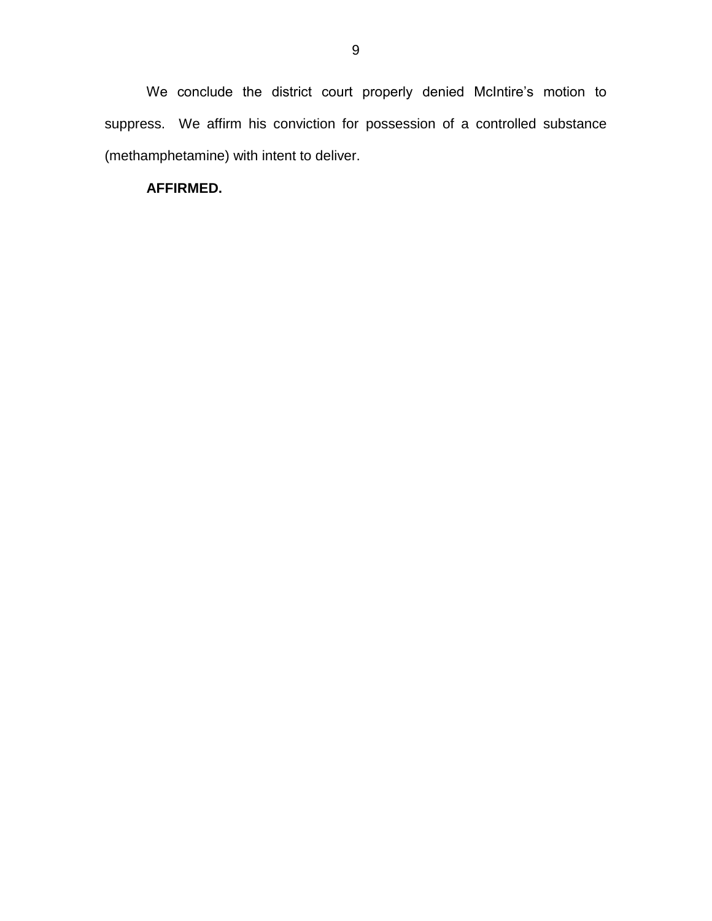We conclude the district court properly denied McIntire's motion to suppress. We affirm his conviction for possession of a controlled substance (methamphetamine) with intent to deliver.

**AFFIRMED.**